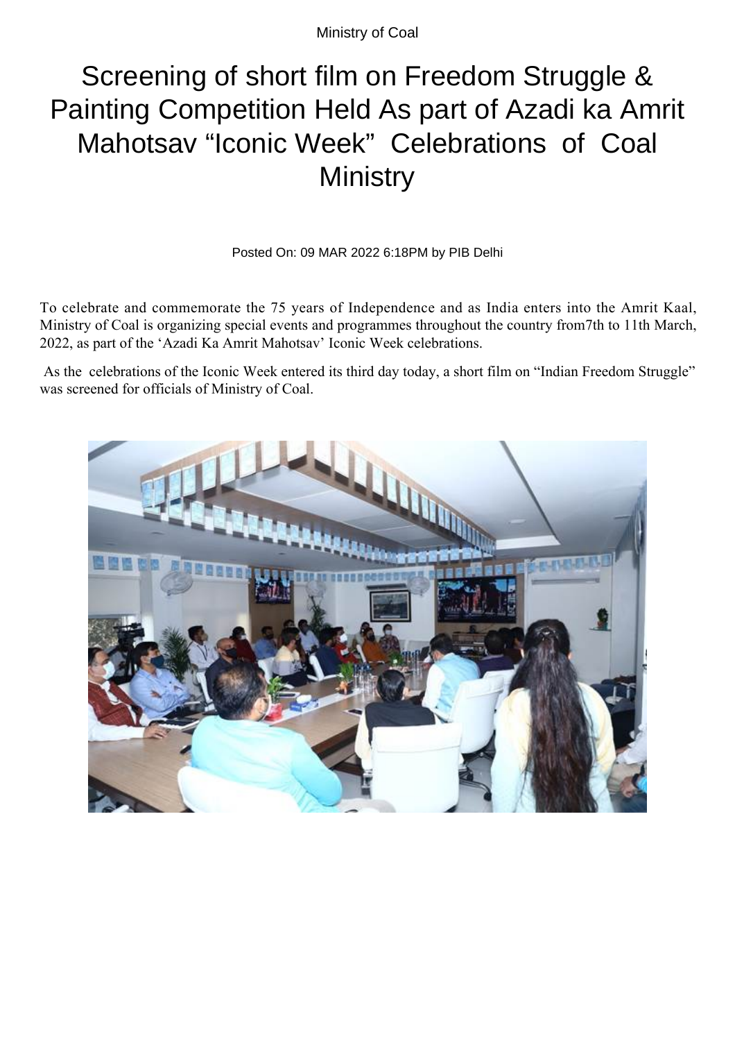Ministry of Coal

# Screening of short film on Freedom Struggle & Painting Competition Held As part of Azadi ka Amrit Mahotsav "Iconic Week" Celebrations of Coal Ministry

Posted On: 09 MAR 2022 6:18PM by PIB Delhi

To celebrate and commemorate the 75 years of Independence and as India enters into the Amrit Kaal, Ministry of Coal is organizing special events and programmes throughout the country from7th to 11th March, 2022, as part of the 'Azadi Ka Amrit Mahotsav' Iconic Week celebrations.

As the celebrations of the Iconic Week entered its third day today, a short film on "Indian Freedom Struggle" was screened for officials of Ministry of Coal.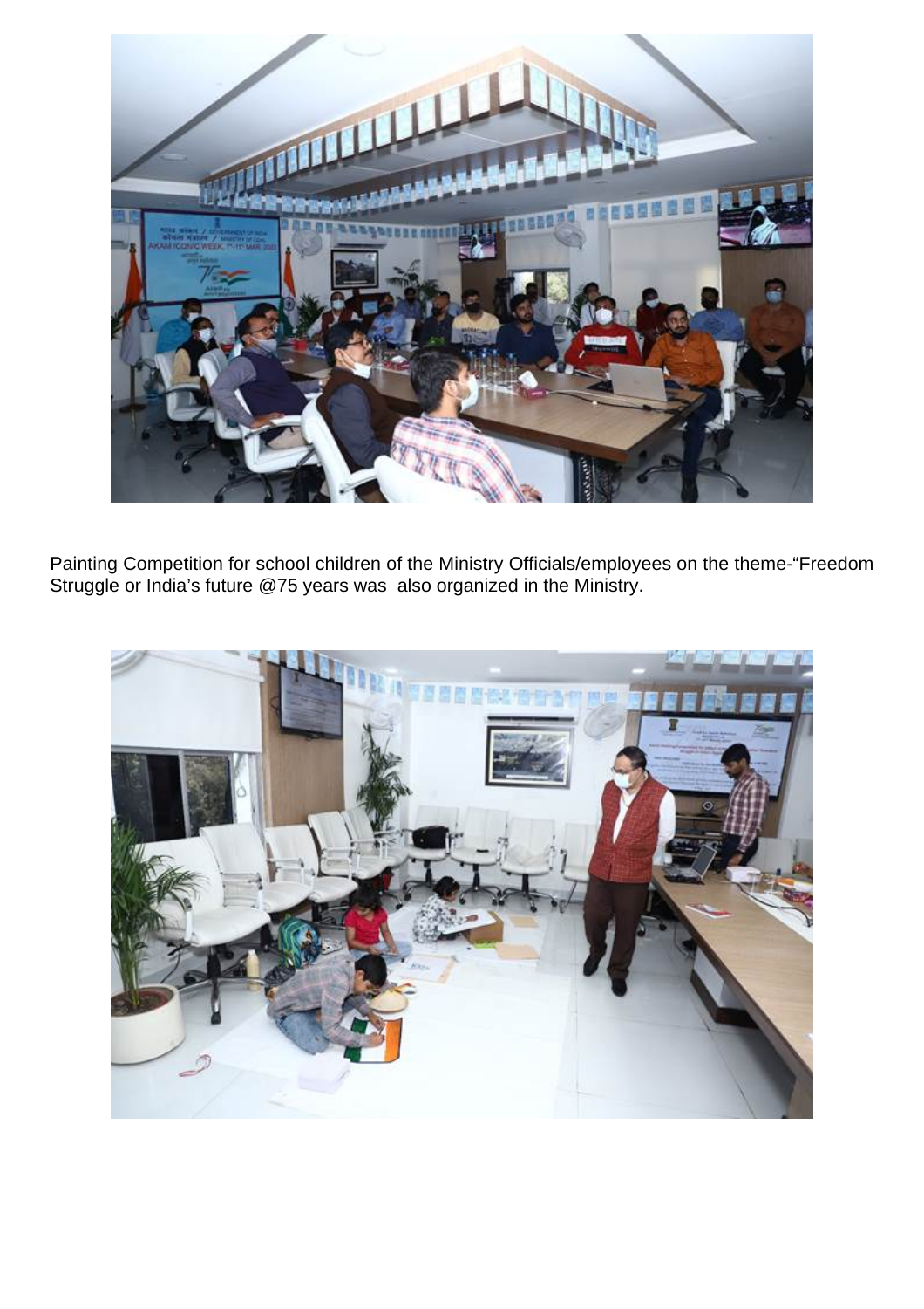Painting Competition for school children of the Ministry Officials/employees on the theme-“Freedom Struggle or India’s future @75 years was also organized in the Ministry.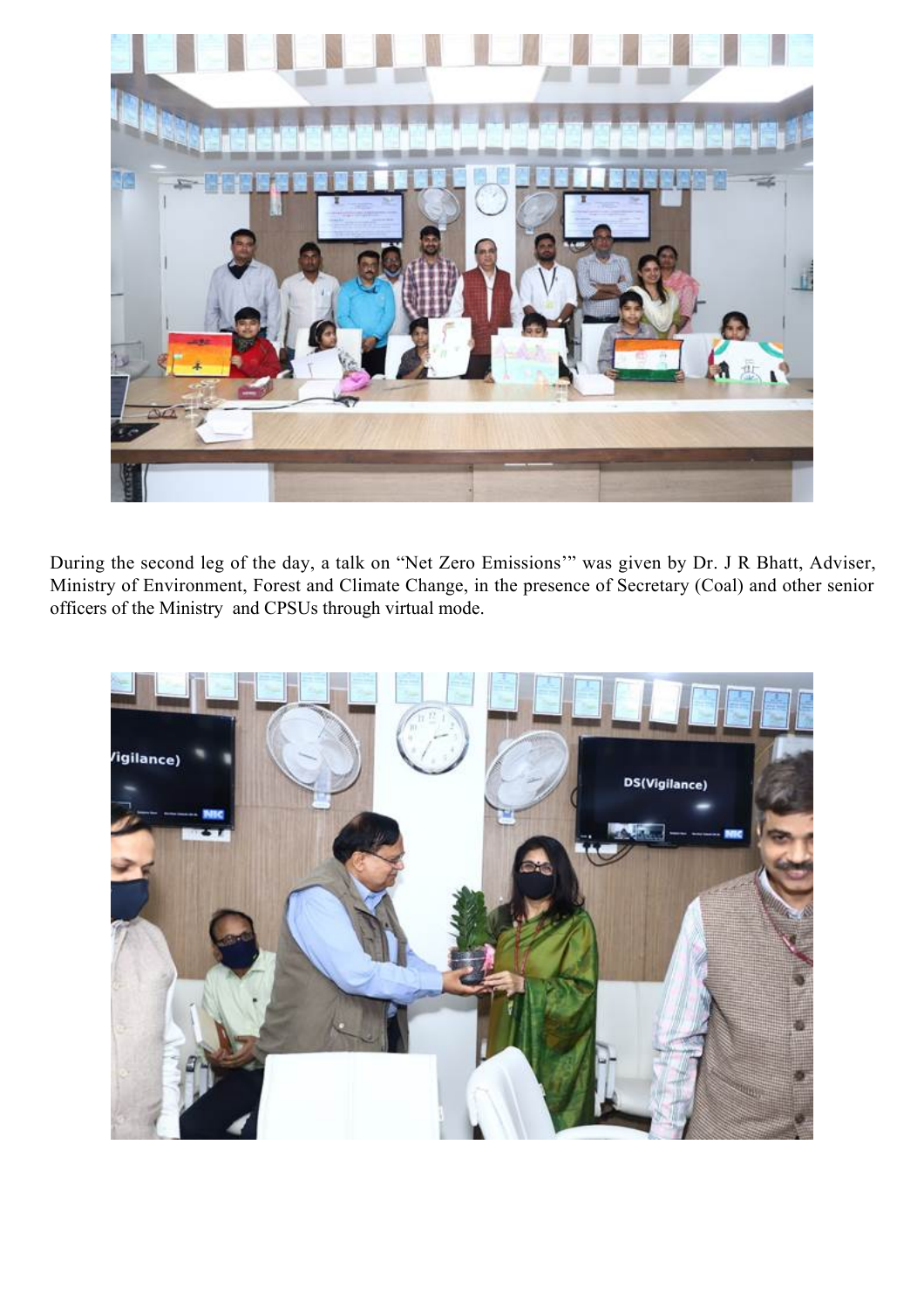During the second leg of the day, a talk on "Net Zero Emissions'" was given by Dr. J R Bhatt, Adviser, Ministry of Environment, Forest and Climate Change, in the presence of Secretary (Coal) and other senior officers of the Ministry and CPSUs through virtual mode.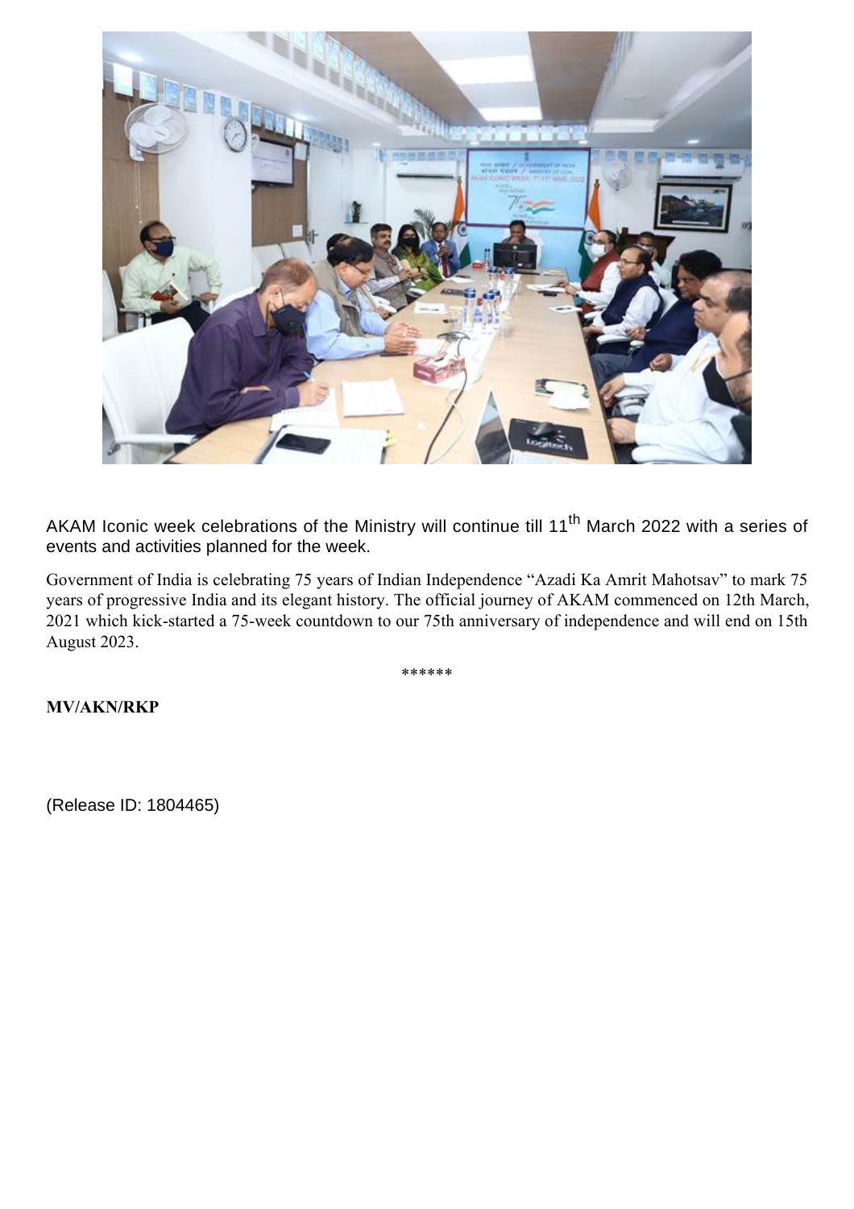AKAM Iconic week celebrations of the Ministry will continue till 11th March 2022 with a series of events and activities planned for the week.

Government of India is celebrating 75 years of Indian Independence "Azadi Ka Amrit Mahotsav" to mark 75 years of progressive India and its elegant history. The official journey of AKAM commenced on 12th March, 2021 which kick-started a 75-week countdown to our 75th anniversary of independence and will end on 15th August 2023.

\*\*\*\*\*\*

**MV/AKN/RKP**

(Release ID: 1804465)